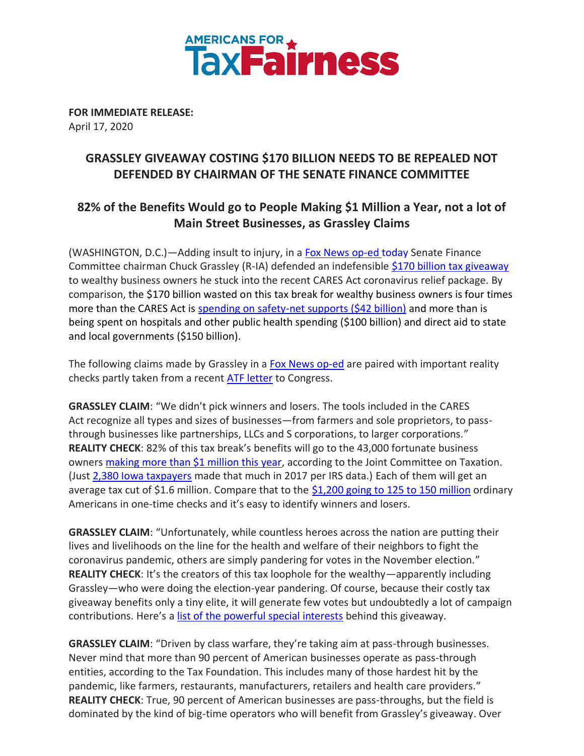AMERICANS FOR TaxFairness

**FOR IMMEDIATE RELEASE:**
April 17, 2020

## GRASSLEY GIVEAWAY COSTING $170 BILLION NEEDS TO BE REPEALED NOT DEFENDED BY CHAIRMAN OF THE SENATE FINANCE COMMITTEE

### 82% of the Benefits Would go to People Making $1 Million a Year, not a lot of Main Street Businesses, as Grassley Claims

(WASHINGTON, D.C.)—Adding insult to injury, in a Fox News op-ed today Senate Finance Committee chairman Chuck Grassley (R-IA) defended an indefensible $170 billion tax giveaway to wealthy business owners he stuck into the recent CARES Act coronavirus relief package. By comparison, the $170 billion wasted on this tax break for wealthy business owners is four times more than the CARES Act is spending on safety-net supports ($42 billion) and more than is being spent on hospitals and other public health spending ($100 billion) and direct aid to state and local governments ($150 billion).

The following claims made by Grassley in a Fox News op-ed are paired with important reality checks partly taken from a recent ATF letter to Congress.

**GRASSLEY CLAIM**: "We didn't pick winners and losers. The tools included in the CARES Act recognize all types and sizes of businesses—from farmers and sole proprietors, to pass-through businesses like partnerships, LLCs and S corporations, to larger corporations."
**REALITY CHECK**: 82% of this tax break's benefits will go to the 43,000 fortunate business owners making more than $1 million this year, according to the Joint Committee on Taxation. (Just 2,380 Iowa taxpayers made that much in 2017 per IRS data.) Each of them will get an average tax cut of $1.6 million. Compare that to the $1,200 going to 125 to 150 million ordinary Americans in one-time checks and it's easy to identify winners and losers.

**GRASSLEY CLAIM**: "Unfortunately, while countless heroes across the nation are putting their lives and livelihoods on the line for the health and welfare of their neighbors to fight the coronavirus pandemic, others are simply pandering for votes in the November election."
**REALITY CHECK**: It's the creators of this tax loophole for the wealthy—apparently including Grassley—who were doing the election-year pandering. Of course, because their costly tax giveaway benefits only a tiny elite, it will generate few votes but undoubtedly a lot of campaign contributions. Here's a list of the powerful special interests behind this giveaway.

**GRASSLEY CLAIM**: "Driven by class warfare, they're taking aim at pass-through businesses. Never mind that more than 90 percent of American businesses operate as pass-through entities, according to the Tax Foundation. This includes many of those hardest hit by the pandemic, like farmers, restaurants, manufacturers, retailers and health care providers."
**REALITY CHECK**: True, 90 percent of American businesses are pass-throughs, but the field is dominated by the kind of big-time operators who will benefit from Grassley's giveaway. Over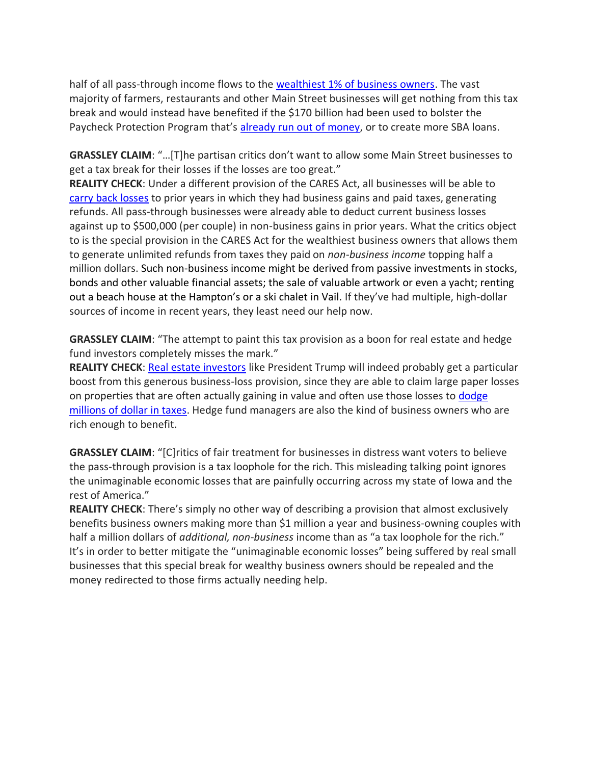half of all pass-through income flows to the wealthiest 1% of business owners. The vast majority of farmers, restaurants and other Main Street businesses will get nothing from this tax break and would instead have benefited if the $170 billion had been used to bolster the Paycheck Protection Program that's already run out of money, or to create more SBA loans.

**GRASSLEY CLAIM**: "…[T]he partisan critics don't want to allow some Main Street businesses to get a tax break for their losses if the losses are too great."
**REALITY CHECK**: Under a different provision of the CARES Act, all businesses will be able to carry back losses to prior years in which they had business gains and paid taxes, generating refunds. All pass-through businesses were already able to deduct current business losses against up to $500,000 (per couple) in non-business gains in prior years. What the critics object to is the special provision in the CARES Act for the wealthiest business owners that allows them to generate unlimited refunds from taxes they paid on *non-business income* topping half a million dollars. Such non-business income might be derived from passive investments in stocks, bonds and other valuable financial assets; the sale of valuable artwork or even a yacht; renting out a beach house at the Hampton's or a ski chalet in Vail. If they've had multiple, high-dollar sources of income in recent years, they least need our help now.

**GRASSLEY CLAIM**: "The attempt to paint this tax provision as a boon for real estate and hedge fund investors completely misses the mark."
**REALITY CHECK**: Real estate investors like President Trump will indeed probably get a particular boost from this generous business-loss provision, since they are able to claim large paper losses on properties that are often actually gaining in value and often use those losses to dodge millions of dollar in taxes. Hedge fund managers are also the kind of business owners who are rich enough to benefit.

**GRASSLEY CLAIM**: "[C]ritics of fair treatment for businesses in distress want voters to believe the pass-through provision is a tax loophole for the rich. This misleading talking point ignores the unimaginable economic losses that are painfully occurring across my state of Iowa and the rest of America."
**REALITY CHECK**: There's simply no other way of describing a provision that almost exclusively benefits business owners making more than $1 million a year and business-owning couples with half a million dollars of *additional, non-business* income than as "a tax loophole for the rich." It's in order to better mitigate the "unimaginable economic losses" being suffered by real small businesses that this special break for wealthy business owners should be repealed and the money redirected to those firms actually needing help.